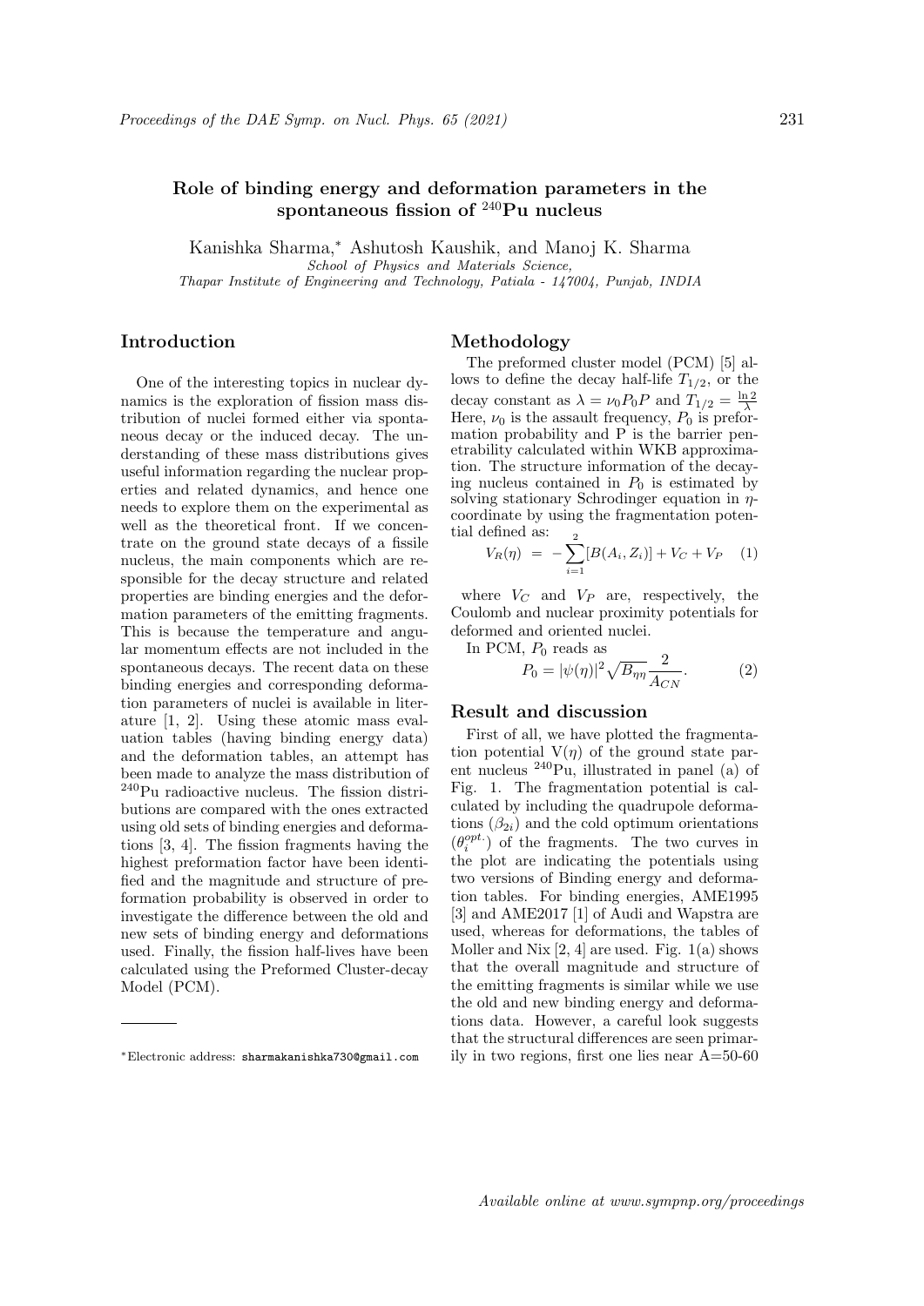# Role of binding energy and deformation parameters in the spontaneous fission of $^{240}$Pu nucleus

Kanishka Sharma,* Ashutosh Kaushik, and Manoj K. Sharma

*School of Physics and Materials Science, Thapar Institute of Engineering and Technology, Patiala - 147004, Punjab, INDIA*

## Introduction

One of the interesting topics in nuclear dynamics is the exploration of fission mass distribution of nuclei formed either via spontaneous decay or the induced decay. The understanding of these mass distributions gives useful information regarding the nuclear properties and related dynamics, and hence one needs to explore them on the experimental as well as the theoretical front. If we concentrate on the ground state decays of a fissile nucleus, the main components which are responsible for the decay structure and related properties are binding energies and the deformation parameters of the emitting fragments. This is because the temperature and angular momentum effects are not included in the spontaneous decays. The recent data on these binding energies and corresponding deformation parameters of nuclei is available in literature [1, 2]. Using these atomic mass evaluation tables (having binding energy data) and the deformation tables, an attempt has been made to analyze the mass distribution of $^{240}$Pu radioactive nucleus. The fission distributions are compared with the ones extracted using old sets of binding energies and deformations [3, 4]. The fission fragments having the highest preformation factor have been identified and the magnitude and structure of preformation probability is observed in order to investigate the difference between the old and new sets of binding energy and deformations used. Finally, the fission half-lives have been calculated using the Preformed Cluster-decay Model (PCM).

## Methodology

The preformed cluster model (PCM) [5] allows to define the decay half-life $T_{1/2}$, or the decay constant as $\lambda = \nu_0 P_0 P$ and $T_{1/2} = \frac{\ln 2}{\lambda}$ Here, $\nu_0$ is the assault frequency, $P_0$ is preformation probability and P is the barrier penetrability calculated within WKB approximation. The structure information of the decaying nucleus contained in $P_0$ is estimated by solving stationary Schrodinger equation in $\eta$-coordinate by using the fragmentation potential defined as:

$$V_R(\eta) = -\sum_{i=1}^{2}[B(A_i, Z_i)] + V_C + V_P \quad (1)$$

where $V_C$ and $V_P$ are, respectively, the Coulomb and nuclear proximity potentials for deformed and oriented nuclei.

In PCM, $P_0$ reads as

$$P_0 = |\psi(\eta)|^2 \sqrt{B_{\eta\eta}} \frac{2}{A_{CN}}. \quad (2)$$

## Result and discussion

First of all, we have plotted the fragmentation potential V($\eta$) of the ground state parent nucleus $^{240}$Pu, illustrated in panel (a) of Fig. 1. The fragmentation potential is calculated by including the quadrupole deformations ($\beta_{2i}$) and the cold optimum orientations ($\theta_i^{opt.}$) of the fragments. The two curves in the plot are indicating the potentials using two versions of Binding energy and deformation tables. For binding energies, AME1995 [3] and AME2017 [1] of Audi and Wapstra are used, whereas for deformations, the tables of Moller and Nix [2, 4] are used. Fig. 1(a) shows that the overall magnitude and structure of the emitting fragments is similar while we use the old and new binding energy and deformations data. However, a careful look suggests that the structural differences are seen primarily in two regions, first one lies near A=50-60

*Electronic address: sharmakanishka730@gmail.com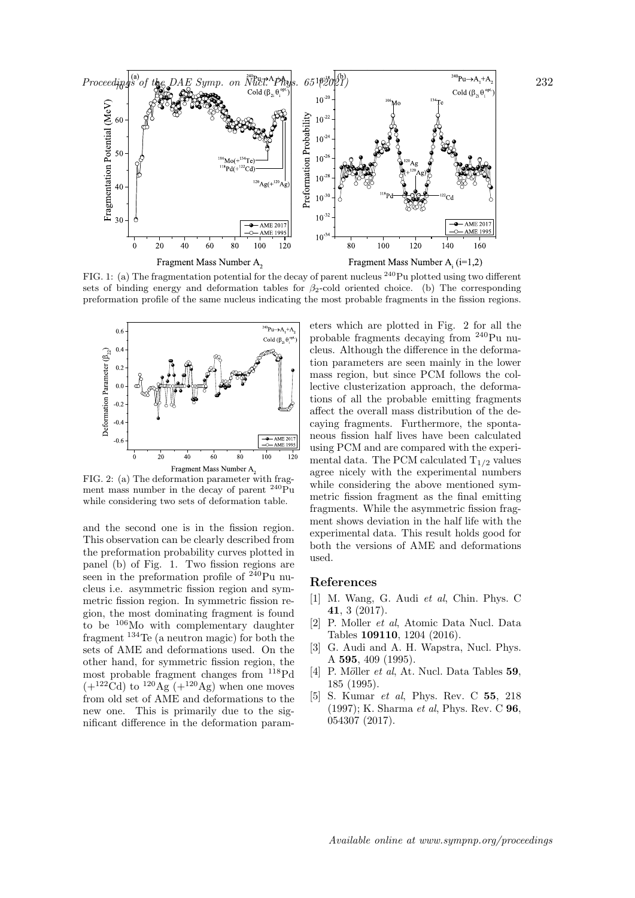(a)

$^{240}$Pu→A$_1$+A$_2$

Cold ($\beta_{2i}$ $\theta_i^{opt}$)

Fragmentation Potential (MeV)

$^{106}$Mo(+$^{134}$Te)

$^{118}$Pd(+$^{122}$Cd)

$^{120}$Ag(+$^{120}$Ag)

AME 2017

AME 1995

Fragment Mass Number A$_2$

(b)

$^{240}$Pu→A$_1$+A$_2$

Cold ($\beta_{2i}$ $\theta_i^{opt}$)

Preformation Probability

$^{106}$Mo

$^{134}$Te

$^{120}$Ag

(+$^{120}$Ag)

$^{118}$Pd

$^{122}$Cd

AME 2017

AME 1995

Fragment Mass Number A$_i$ (i=1,2)

FIG. 1: (a) The fragmentation potential for the decay of parent nucleus $^{240}$Pu plotted using two different sets of binding energy and deformation tables for $\beta_2$-cold oriented choice. (b) The corresponding preformation profile of the same nucleus indicating the most probable fragments in the fission regions.

$^{240}$Pu→A$_1$+A$_2$

Cold ($\beta_{2i}$ $\theta_i^{opt}$)

Deformation Parameter ($\beta_{2i}$)

AME 2017

AME 1995

Fragment Mass Number A$_2$

FIG. 2: (a) The deformation parameter with fragment mass number in the decay of parent $^{240}$Pu while considering two sets of deformation table.

and the second one is in the fission region. This observation can be clearly described from the preformation probability curves plotted in panel (b) of Fig. 1. Two fission regions are seen in the preformation profile of $^{240}$Pu nucleus i.e. asymmetric fission region and symmetric fission region. In symmetric fission region, the most dominating fragment is found to be $^{106}$Mo with complementary daughter fragment $^{134}$Te (a neutron magic) for both the sets of AME and deformations used. On the other hand, for symmetric fission region, the most probable fragment changes from $^{118}$Pd (+$^{122}$Cd) to $^{120}$Ag (+$^{120}$Ag) when one moves from old set of AME and deformations to the new one. This is primarily due to the significant difference in the deformation parameters which are plotted in Fig. 2 for all the probable fragments decaying from $^{240}$Pu nucleus. Although the difference in the deformation parameters are seen mainly in the lower mass region, but since PCM follows the collective clusterization approach, the deformations of all the probable emitting fragments affect the overall mass distribution of the decaying fragments. Furthermore, the spontaneous fission half lives have been calculated using PCM and are compared with the experimental data. The PCM calculated $T_{1/2}$ values agree nicely with the experimental numbers while considering the above mentioned symmetric fission fragment as the final emitting fragments. While the asymmetric fission fragment shows deviation in the half life with the experimental data. This result holds good for both the versions of AME and deformations used.

## References

[1] M. Wang, G. Audi *et al*, Chin. Phys. C **41**, 3 (2017).

[2] P. Moller *et al*, Atomic Data Nucl. Data Tables **109110**, 1204 (2016).

[3] G. Audi and A. H. Wapstra, Nucl. Phys. A **595**, 409 (1995).

[4] P. Möller *et al*, At. Nucl. Data Tables **59**, 185 (1995).

[5] S. Kumar *et al*, Phys. Rev. C **55**, 218 (1997); K. Sharma *et al*, Phys. Rev. C **96**, 054307 (2017).